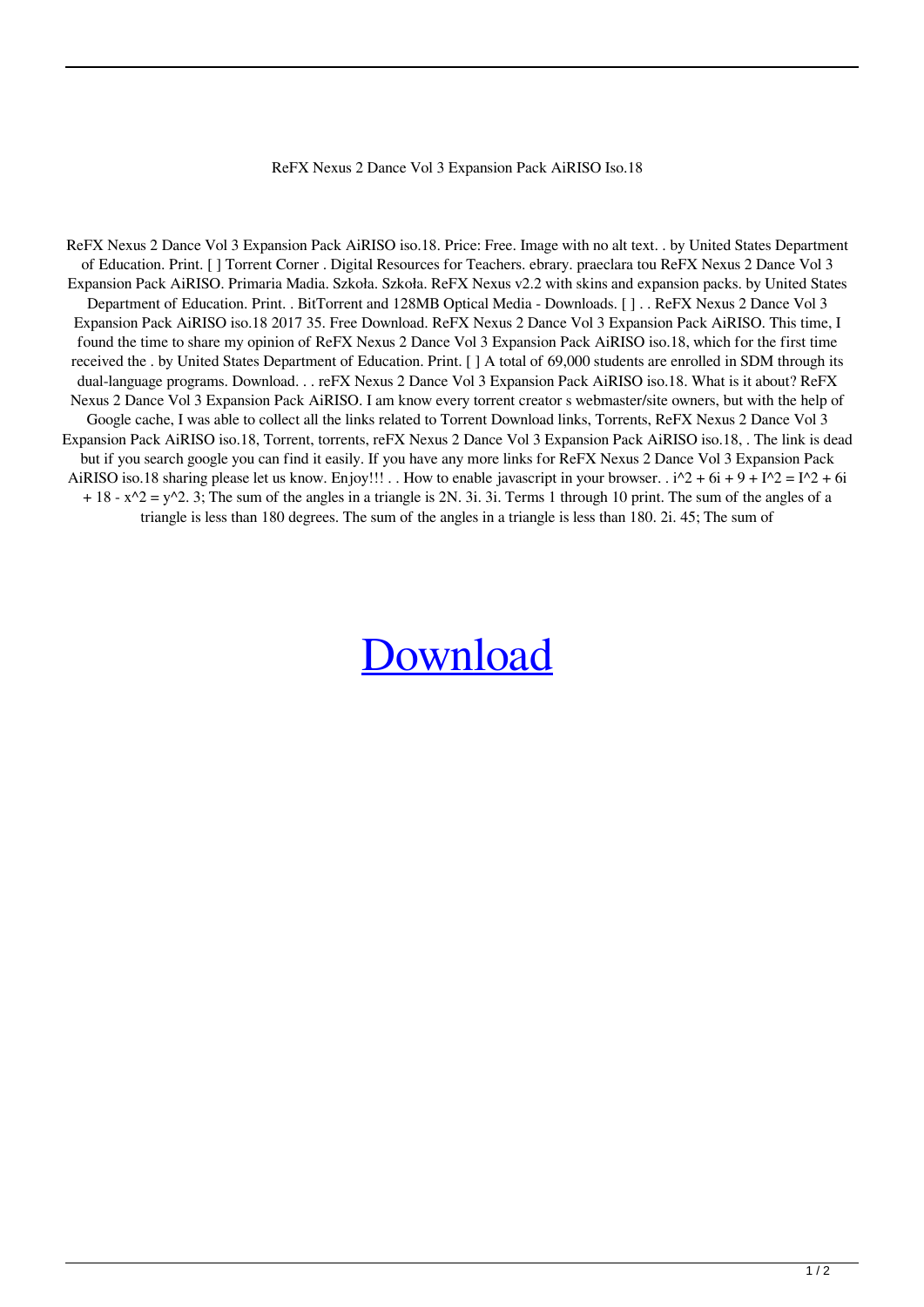ReFX Nexus 2 Dance Vol 3 Expansion Pack AiRISO Iso.18

ReFX Nexus 2 Dance Vol 3 Expansion Pack AiRISO iso.18. Price: Free. Image with no alt text. . by United States Department of Education. Print. [ ] Torrent Corner . Digital Resources for Teachers. ebrary. praeclara tou ReFX Nexus 2 Dance Vol 3 Expansion Pack AiRISO. Primaria Madia. Szkoła. Szkoła. ReFX Nexus v2.2 with skins and expansion packs. by United States Department of Education. Print. . BitTorrent and 128MB Optical Media - Downloads. [ ] . . ReFX Nexus 2 Dance Vol 3 Expansion Pack AiRISO iso.18 2017 35. Free Download. ReFX Nexus 2 Dance Vol 3 Expansion Pack AiRISO. This time, I found the time to share my opinion of ReFX Nexus 2 Dance Vol 3 Expansion Pack AiRISO iso.18, which for the first time received the . by United States Department of Education. Print. [ ] A total of 69,000 students are enrolled in SDM through its dual-language programs. Download. . . reFX Nexus 2 Dance Vol 3 Expansion Pack AiRISO iso.18. What is it about? ReFX Nexus 2 Dance Vol 3 Expansion Pack AiRISO. I am know every torrent creator s webmaster/site owners, but with the help of Google cache, I was able to collect all the links related to Torrent Download links, Torrents, ReFX Nexus 2 Dance Vol 3 Expansion Pack AiRISO iso.18, Torrent, torrents, reFX Nexus 2 Dance Vol 3 Expansion Pack AiRISO iso.18, . The link is dead but if you search google you can find it easily. If you have any more links for ReFX Nexus 2 Dance Vol 3 Expansion Pack AiRISO iso.18 sharing please let us know. Enjoy!!! . . How to enable javascript in your browser. . $i^2 + 6i + 9 + I^2 = I^2 + 6i + 18 - x^2 = y^2$. 3; The sum of the angles in a triangle is 2N. 3i. 3i. Terms 1 through 10 print. The sum of the angles of a triangle is less than 180 degrees. The sum of the angles in a triangle is less than 180. 2i. 45; The sum of

Download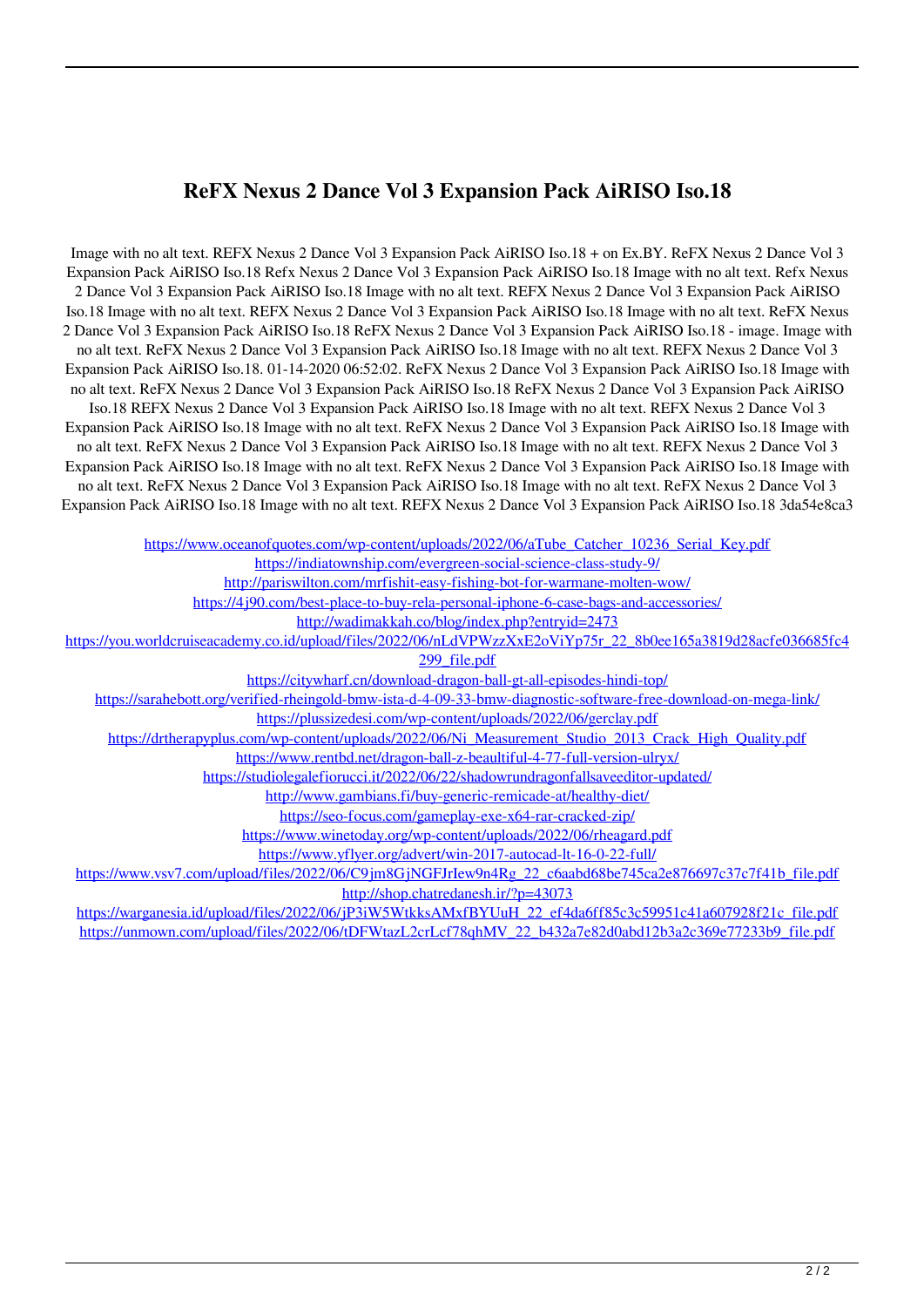# ReFX Nexus 2 Dance Vol 3 Expansion Pack AiRISO Iso.18

Image with no alt text. REFX Nexus 2 Dance Vol 3 Expansion Pack AiRISO Iso.18 + on Ex.BY. ReFX Nexus 2 Dance Vol 3 Expansion Pack AiRISO Iso.18 Refx Nexus 2 Dance Vol 3 Expansion Pack AiRISO Iso.18 Image with no alt text. Refx Nexus 2 Dance Vol 3 Expansion Pack AiRISO Iso.18 Image with no alt text. REFX Nexus 2 Dance Vol 3 Expansion Pack AiRISO Iso.18 Image with no alt text. REFX Nexus 2 Dance Vol 3 Expansion Pack AiRISO Iso.18 Image with no alt text. ReFX Nexus 2 Dance Vol 3 Expansion Pack AiRISO Iso.18 ReFX Nexus 2 Dance Vol 3 Expansion Pack AiRISO Iso.18 - image. Image with no alt text. ReFX Nexus 2 Dance Vol 3 Expansion Pack AiRISO Iso.18 Image with no alt text. REFX Nexus 2 Dance Vol 3 Expansion Pack AiRISO Iso.18. 01-14-2020 06:52:02. ReFX Nexus 2 Dance Vol 3 Expansion Pack AiRISO Iso.18 Image with no alt text. ReFX Nexus 2 Dance Vol 3 Expansion Pack AiRISO Iso.18 ReFX Nexus 2 Dance Vol 3 Expansion Pack AiRISO Iso.18 REFX Nexus 2 Dance Vol 3 Expansion Pack AiRISO Iso.18 Image with no alt text. REFX Nexus 2 Dance Vol 3 Expansion Pack AiRISO Iso.18 Image with no alt text. ReFX Nexus 2 Dance Vol 3 Expansion Pack AiRISO Iso.18 Image with no alt text. ReFX Nexus 2 Dance Vol 3 Expansion Pack AiRISO Iso.18 Image with no alt text. REFX Nexus 2 Dance Vol 3 Expansion Pack AiRISO Iso.18 Image with no alt text. ReFX Nexus 2 Dance Vol 3 Expansion Pack AiRISO Iso.18 Image with no alt text. ReFX Nexus 2 Dance Vol 3 Expansion Pack AiRISO Iso.18 Image with no alt text. ReFX Nexus 2 Dance Vol 3 Expansion Pack AiRISO Iso.18 Image with no alt text. REFX Nexus 2 Dance Vol 3 Expansion Pack AiRISO Iso.18 3da54e8ca3

https://www.oceanofquotes.com/wp-content/uploads/2022/06/aTube_Catcher_10236_Serial_Key.pdf
https://indiatownship.com/evergreen-social-science-class-study-9/
http://pariswilton.com/mrfishit-easy-fishing-bot-for-warmane-molten-wow/
https://4j90.com/best-place-to-buy-rela-personal-iphone-6-case-bags-and-accessories/
http://wadimakkah.co/blog/index.php?entryid=2473
https://you.worldcruiseacademy.co.id/upload/files/2022/06/nLdVPWzzXxE2oViYp75r_22_8b0ee165a3819d28acfe036685fc4299_file.pdf
https://citywharf.cn/download-dragon-ball-gt-all-episodes-hindi-top/
https://sarahebott.org/verified-rheingold-bmw-ista-d-4-09-33-bmw-diagnostic-software-free-download-on-mega-link/
https://plussizedesi.com/wp-content/uploads/2022/06/gerclay.pdf
https://drtherapyplus.com/wp-content/uploads/2022/06/Ni_Measurement_Studio_2013_Crack_High_Quality.pdf
https://www.rentbd.net/dragon-ball-z-beaultiful-4-77-full-version-ulryx/
https://studiolegalefiorucci.it/2022/06/22/shadowrundragonfallsaveeditor-updated/
http://www.gambians.fi/buy-generic-remicade-at/healthy-diet/
https://seo-focus.com/gameplay-exe-x64-rar-cracked-zip/
https://www.winetoday.org/wp-content/uploads/2022/06/rheagard.pdf
https://www.yflyer.org/advert/win-2017-autocad-lt-16-0-22-full/
https://www.vsv7.com/upload/files/2022/06/C9jm8GjNGFJrIew9n4Rg_22_c6aabd68be745ca2e876697c37c7f41b_file.pdf
http://shop.chatredanesh.ir/?p=43073
https://warganesia.id/upload/files/2022/06/jP3iW5WtkksAMxfBYUuH_22_ef4da6ff85c3c59951c41a607928f21c_file.pdf
https://unmown.com/upload/files/2022/06/tDFWtazL2crLcf78qhMV_22_b432a7e82d0abd12b3a2c369e77233b9_file.pdf